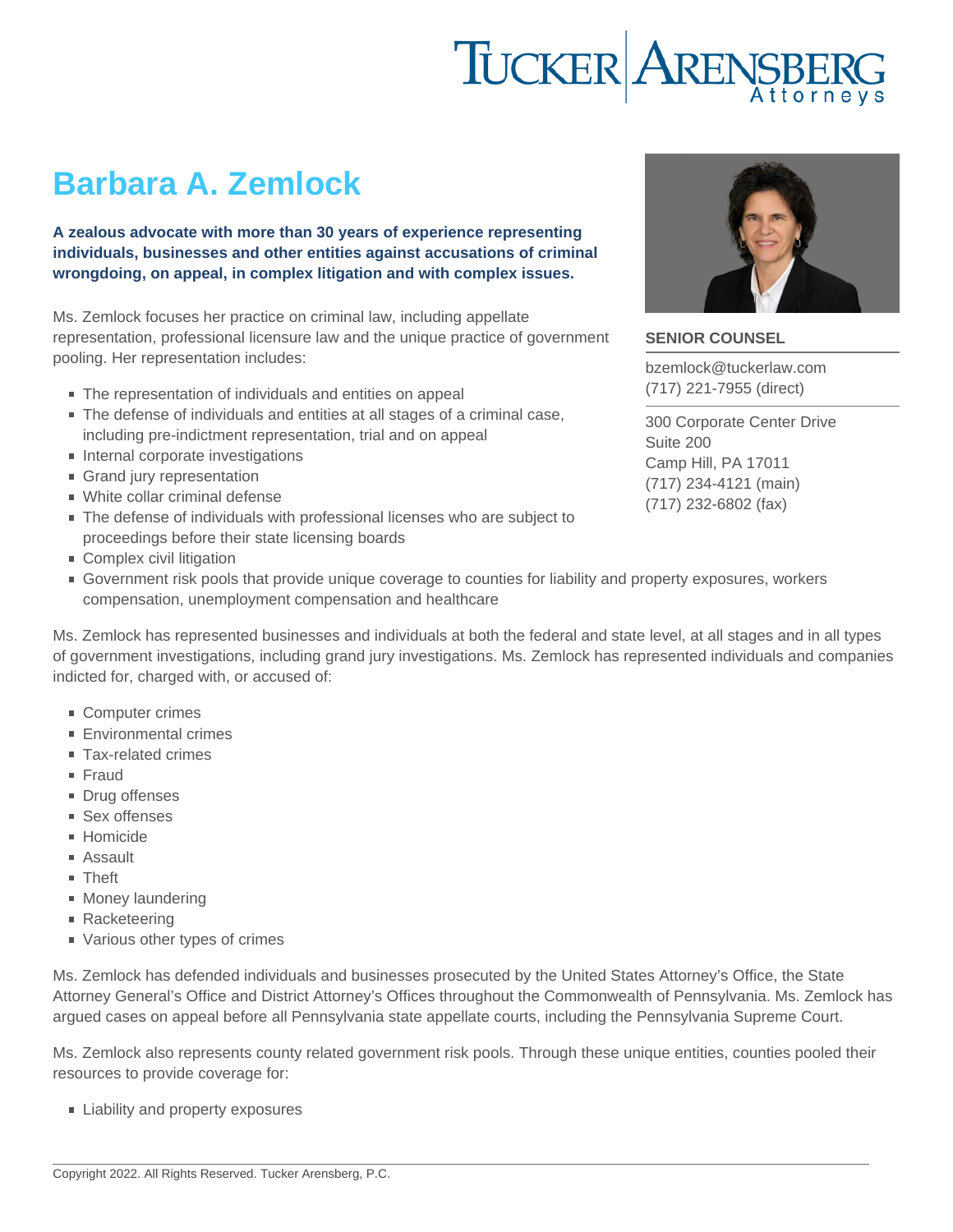# Barbara A. Zemlock

**A zealous advocate with more than 30 years of experience representing individuals, businesses and other entities against accusations of criminal wrongdoing, on appeal, in complex litigation and with complex issues.**

**SENIOR COUNSEL**

bzemlock@tuckerlaw.com
(717) 221-7955 (direct)

300 Corporate Center Drive
Suite 200
Camp Hill, PA 17011
(717) 234-4121 (main)
(717) 232-6802 (fax)

Ms. Zemlock focuses her practice on criminal law, including appellate representation, professional licensure law and the unique practice of government pooling. Her representation includes:

- The representation of individuals and entities on appeal
- The defense of individuals and entities at all stages of a criminal case, including pre-indictment representation, trial and on appeal
- Internal corporate investigations
- Grand jury representation
- White collar criminal defense
- The defense of individuals with professional licenses who are subject to proceedings before their state licensing boards
- Complex civil litigation
- Government risk pools that provide unique coverage to counties for liability and property exposures, workers compensation, unemployment compensation and healthcare

Ms. Zemlock has represented businesses and individuals at both the federal and state level, at all stages and in all types of government investigations, including grand jury investigations. Ms. Zemlock has represented individuals and companies indicted for, charged with, or accused of:

- Computer crimes
- Environmental crimes
- Tax-related crimes
- Fraud
- Drug offenses
- Sex offenses
- Homicide
- Assault
- Theft
- Money laundering
- Racketeering
- Various other types of crimes

Ms. Zemlock has defended individuals and businesses prosecuted by the United States Attorney's Office, the State Attorney General's Office and District Attorney's Offices throughout the Commonwealth of Pennsylvania. Ms. Zemlock has argued cases on appeal before all Pennsylvania state appellate courts, including the Pennsylvania Supreme Court.

Ms. Zemlock also represents county related government risk pools. Through these unique entities, counties pooled their resources to provide coverage for:

- Liability and property exposures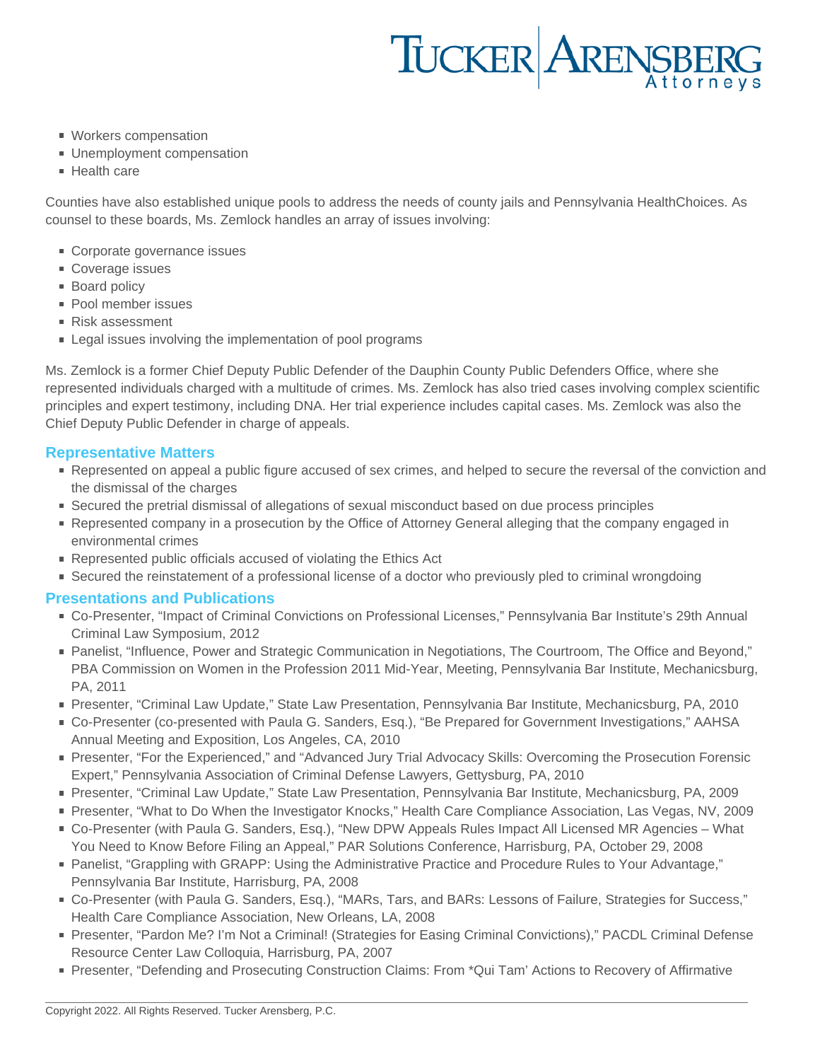- Workers compensation
- Unemployment compensation
- Health care

Counties have also established unique pools to address the needs of county jails and Pennsylvania HealthChoices. As counsel to these boards, Ms. Zemlock handles an array of issues involving:

- Corporate governance issues
- Coverage issues
- Board policy
- Pool member issues
- Risk assessment
- Legal issues involving the implementation of pool programs

Ms. Zemlock is a former Chief Deputy Public Defender of the Dauphin County Public Defenders Office, where she represented individuals charged with a multitude of crimes. Ms. Zemlock has also tried cases involving complex scientific principles and expert testimony, including DNA. Her trial experience includes capital cases. Ms. Zemlock was also the Chief Deputy Public Defender in charge of appeals.

## Representative Matters

- Represented on appeal a public figure accused of sex crimes, and helped to secure the reversal of the conviction and the dismissal of the charges
- Secured the pretrial dismissal of allegations of sexual misconduct based on due process principles
- Represented company in a prosecution by the Office of Attorney General alleging that the company engaged in environmental crimes
- Represented public officials accused of violating the Ethics Act
- Secured the reinstatement of a professional license of a doctor who previously pled to criminal wrongdoing

## Presentations and Publications

- Co-Presenter, “Impact of Criminal Convictions on Professional Licenses,” Pennsylvania Bar Institute’s 29th Annual Criminal Law Symposium, 2012
- Panelist, “Influence, Power and Strategic Communication in Negotiations, The Courtroom, The Office and Beyond,” PBA Commission on Women in the Profession 2011 Mid-Year, Meeting, Pennsylvania Bar Institute, Mechanicsburg, PA, 2011
- Presenter, “Criminal Law Update,” State Law Presentation, Pennsylvania Bar Institute, Mechanicsburg, PA, 2010
- Co-Presenter (co-presented with Paula G. Sanders, Esq.), “Be Prepared for Government Investigations,” AAHSA Annual Meeting and Exposition, Los Angeles, CA, 2010
- Presenter, “For the Experienced,” and “Advanced Jury Trial Advocacy Skills: Overcoming the Prosecution Forensic Expert,” Pennsylvania Association of Criminal Defense Lawyers, Gettysburg, PA, 2010
- Presenter, “Criminal Law Update,” State Law Presentation, Pennsylvania Bar Institute, Mechanicsburg, PA, 2009
- Presenter, “What to Do When the Investigator Knocks,” Health Care Compliance Association, Las Vegas, NV, 2009
- Co-Presenter (with Paula G. Sanders, Esq.), “New DPW Appeals Rules Impact All Licensed MR Agencies – What You Need to Know Before Filing an Appeal,” PAR Solutions Conference, Harrisburg, PA, October 29, 2008
- Panelist, “Grappling with GRAPP: Using the Administrative Practice and Procedure Rules to Your Advantage,” Pennsylvania Bar Institute, Harrisburg, PA, 2008
- Co-Presenter (with Paula G. Sanders, Esq.), “MARs, Tars, and BARs: Lessons of Failure, Strategies for Success,” Health Care Compliance Association, New Orleans, LA, 2008
- Presenter, “Pardon Me? I’m Not a Criminal! (Strategies for Easing Criminal Convictions),” PACDL Criminal Defense Resource Center Law Colloquia, Harrisburg, PA, 2007
- Presenter, “Defending and Prosecuting Construction Claims: From *Qui Tam’ Actions to Recovery of Affirmative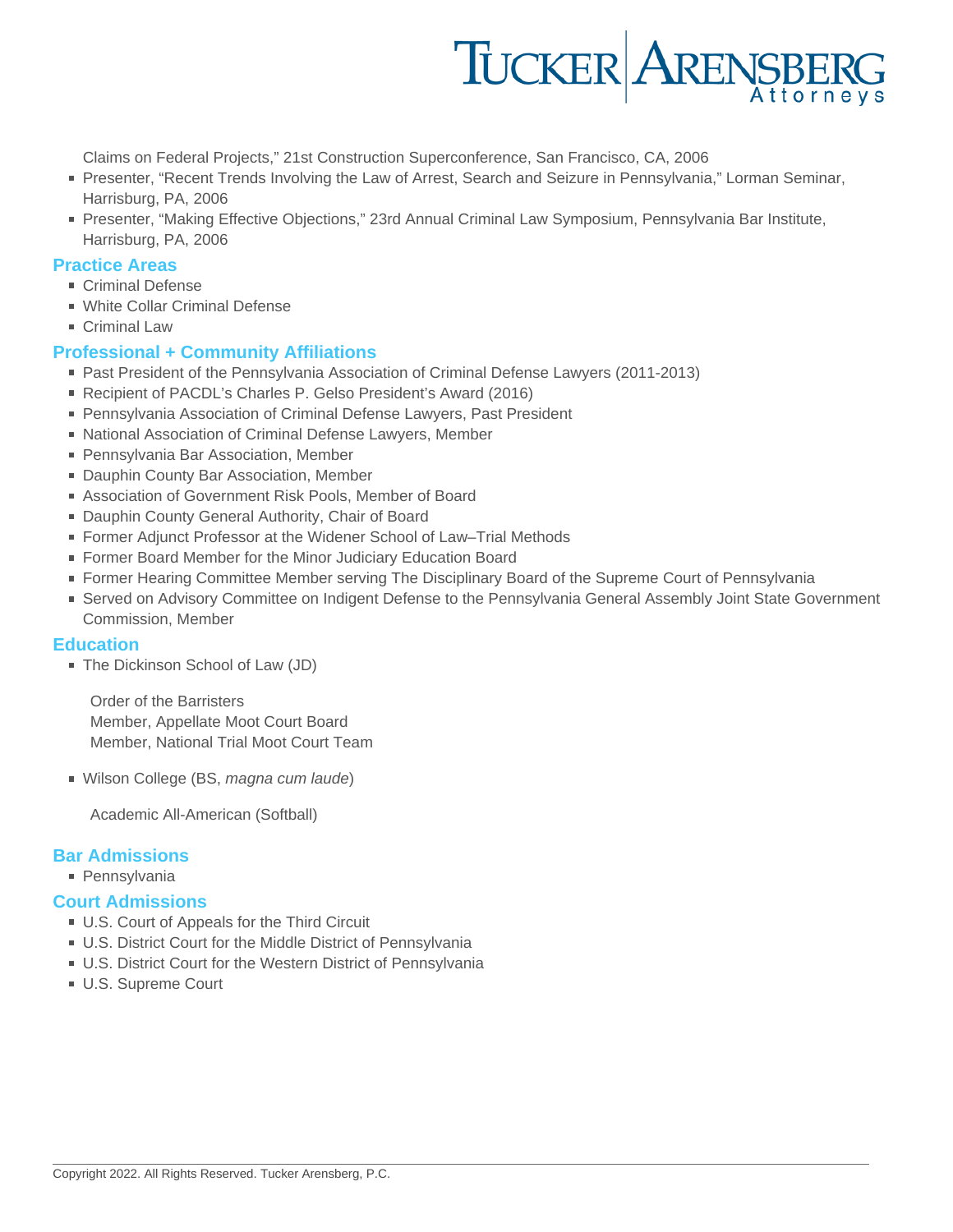Claims on Federal Projects," 21st Construction Superconference, San Francisco, CA, 2006

- Presenter, "Recent Trends Involving the Law of Arrest, Search and Seizure in Pennsylvania," Lorman Seminar, Harrisburg, PA, 2006
- Presenter, "Making Effective Objections," 23rd Annual Criminal Law Symposium, Pennsylvania Bar Institute, Harrisburg, PA, 2006

## Practice Areas

- Criminal Defense
- White Collar Criminal Defense
- Criminal Law

## Professional + Community Affiliations

- Past President of the Pennsylvania Association of Criminal Defense Lawyers (2011-2013)
- Recipient of PACDL's Charles P. Gelso President's Award (2016)
- Pennsylvania Association of Criminal Defense Lawyers, Past President
- National Association of Criminal Defense Lawyers, Member
- Pennsylvania Bar Association, Member
- Dauphin County Bar Association, Member
- Association of Government Risk Pools, Member of Board
- Dauphin County General Authority, Chair of Board
- Former Adjunct Professor at the Widener School of Law–Trial Methods
- Former Board Member for the Minor Judiciary Education Board
- Former Hearing Committee Member serving The Disciplinary Board of the Supreme Court of Pennsylvania
- Served on Advisory Committee on Indigent Defense to the Pennsylvania General Assembly Joint State Government Commission, Member

## Education

- The Dickinson School of Law (JD)

  Order of the Barristers
  Member, Appellate Moot Court Board
  Member, National Trial Moot Court Team

- Wilson College (BS, *magna cum laude*)

  Academic All-American (Softball)

## Bar Admissions

- Pennsylvania

## Court Admissions

- U.S. Court of Appeals for the Third Circuit
- U.S. District Court for the Middle District of Pennsylvania
- U.S. District Court for the Western District of Pennsylvania
- U.S. Supreme Court